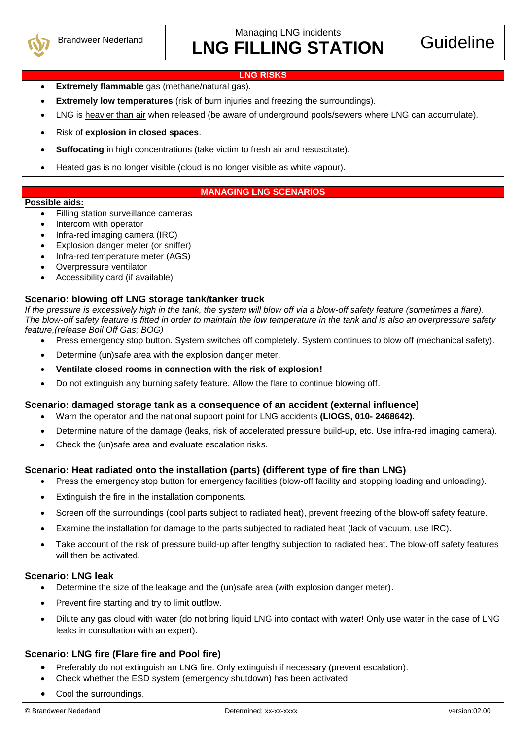Brandweer Nederland

Managing LNG incidents

# LNG FILLING STATION

Guideline

## LNG RISKS

- **Extremely flammable** gas (methane/natural gas).
- **Extremely low temperatures** (risk of burn injuries and freezing the surroundings).
- LNG is heavier than air when released (be aware of underground pools/sewers where LNG can accumulate).
- Risk of **explosion in closed spaces**.
- **Suffocating** in high concentrations (take victim to fresh air and resuscitate).
- Heated gas is no longer visible (cloud is no longer visible as white vapour).

## MANAGING LNG SCENARIOS

**Possible aids:**

- Filling station surveillance cameras
- Intercom with operator
- Infra-red imaging camera (IRC)
- Explosion danger meter (or sniffer)
- Infra-red temperature meter (AGS)
- Overpressure ventilator
- Accessibility card (if available)

### Scenario: blowing off LNG storage tank/tanker truck

*If the pressure is excessively high in the tank, the system will blow off via a blow-off safety feature (sometimes a flare). The blow-off safety feature is fitted in order to maintain the low temperature in the tank and is also an overpressure safety feature,(release Boil Off Gas; BOG)*

- Press emergency stop button. System switches off completely. System continues to blow off (mechanical safety).
- Determine (un)safe area with the explosion danger meter.
- **Ventilate closed rooms in connection with the risk of explosion!**
- Do not extinguish any burning safety feature. Allow the flare to continue blowing off.

### Scenario: damaged storage tank as a consequence of an accident (external influence)

- Warn the operator and the national support point for LNG accidents **(LIOGS, 010- 2468642).**
- Determine nature of the damage (leaks, risk of accelerated pressure build-up, etc. Use infra-red imaging camera).
- Check the (un)safe area and evaluate escalation risks.

### Scenario: Heat radiated onto the installation (parts) (different type of fire than LNG)

- Press the emergency stop button for emergency facilities (blow-off facility and stopping loading and unloading).
- Extinguish the fire in the installation components.
- Screen off the surroundings (cool parts subject to radiated heat), prevent freezing of the blow-off safety feature.
- Examine the installation for damage to the parts subjected to radiated heat (lack of vacuum, use IRC).
- Take account of the risk of pressure build-up after lengthy subjection to radiated heat. The blow-off safety features will then be activated.

### Scenario: LNG leak

- Determine the size of the leakage and the (un)safe area (with explosion danger meter).
- Prevent fire starting and try to limit outflow.
- Dilute any gas cloud with water (do not bring liquid LNG into contact with water! Only use water in the case of LNG leaks in consultation with an expert).

### Scenario: LNG fire (Flare fire and Pool fire)

- Preferably do not extinguish an LNG fire. Only extinguish if necessary (prevent escalation).
- Check whether the ESD system (emergency shutdown) has been activated.
- Cool the surroundings.

© Brandweer Nederland Determined: xx-xx-xxxx version:02.00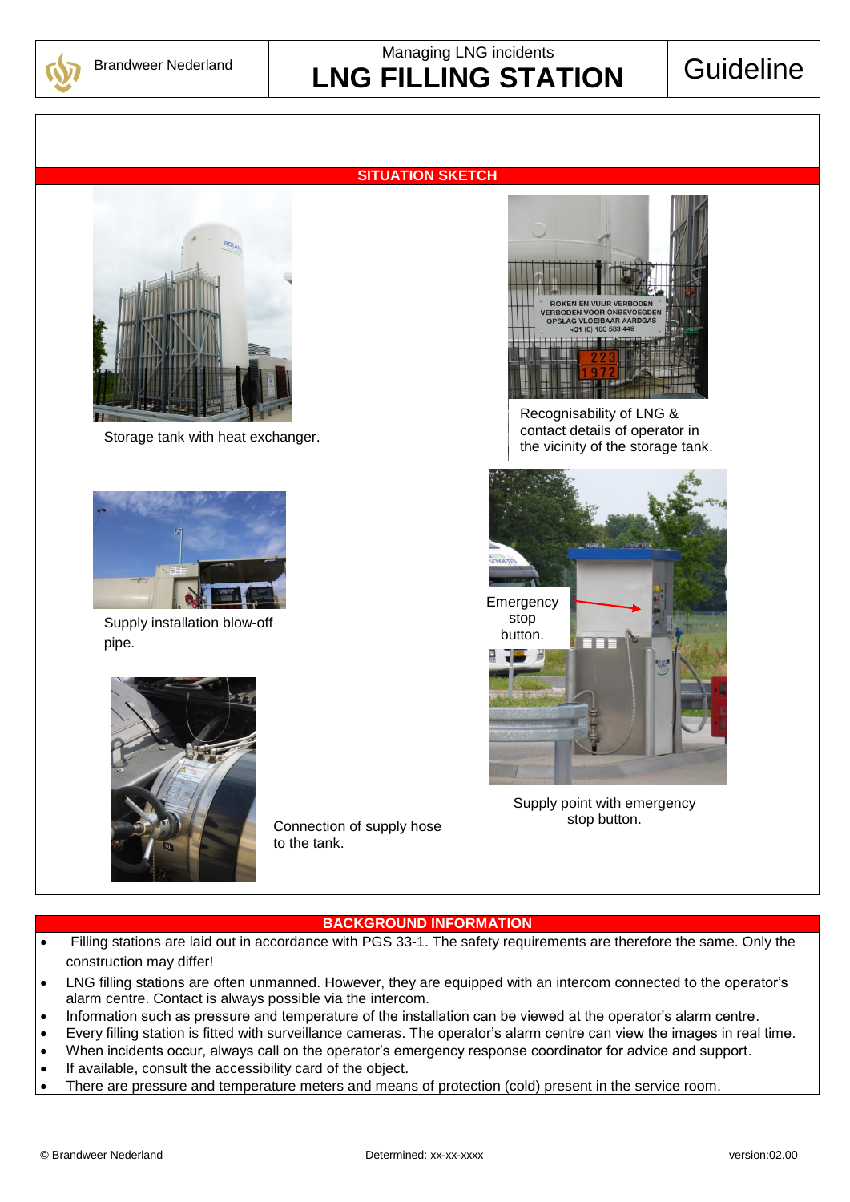Brandweer Nederland

Managing LNG incidents

# LNG FILLING STATION

Guideline

## SITUATION SKETCH

Storage tank with heat exchanger.

ROKEN EN VUUR VERBODEN
VERBODEN VOOR ONBEVOEGDEN
OPSLAG VLOEIBAAR AARDGAS
+31 (0) 183 583 446

223
1972

Recognisability of LNG & contact details of operator in the vicinity of the storage tank.

Supply installation blow-off pipe.

Emergency stop button.

Supply point with emergency stop button.

Connection of supply hose to the tank.

## BACKGROUND INFORMATION

- Filling stations are laid out in accordance with PGS 33-1. The safety requirements are therefore the same. Only the construction may differ!
- LNG filling stations are often unmanned. However, they are equipped with an intercom connected to the operator's alarm centre. Contact is always possible via the intercom.
- Information such as pressure and temperature of the installation can be viewed at the operator's alarm centre.
- Every filling station is fitted with surveillance cameras. The operator's alarm centre can view the images in real time.
- When incidents occur, always call on the operator's emergency response coordinator for advice and support.
- If available, consult the accessibility card of the object.
- There are pressure and temperature meters and means of protection (cold) present in the service room.

© Brandweer Nederland    Determined: xx-xx-xxxx    version:02.00